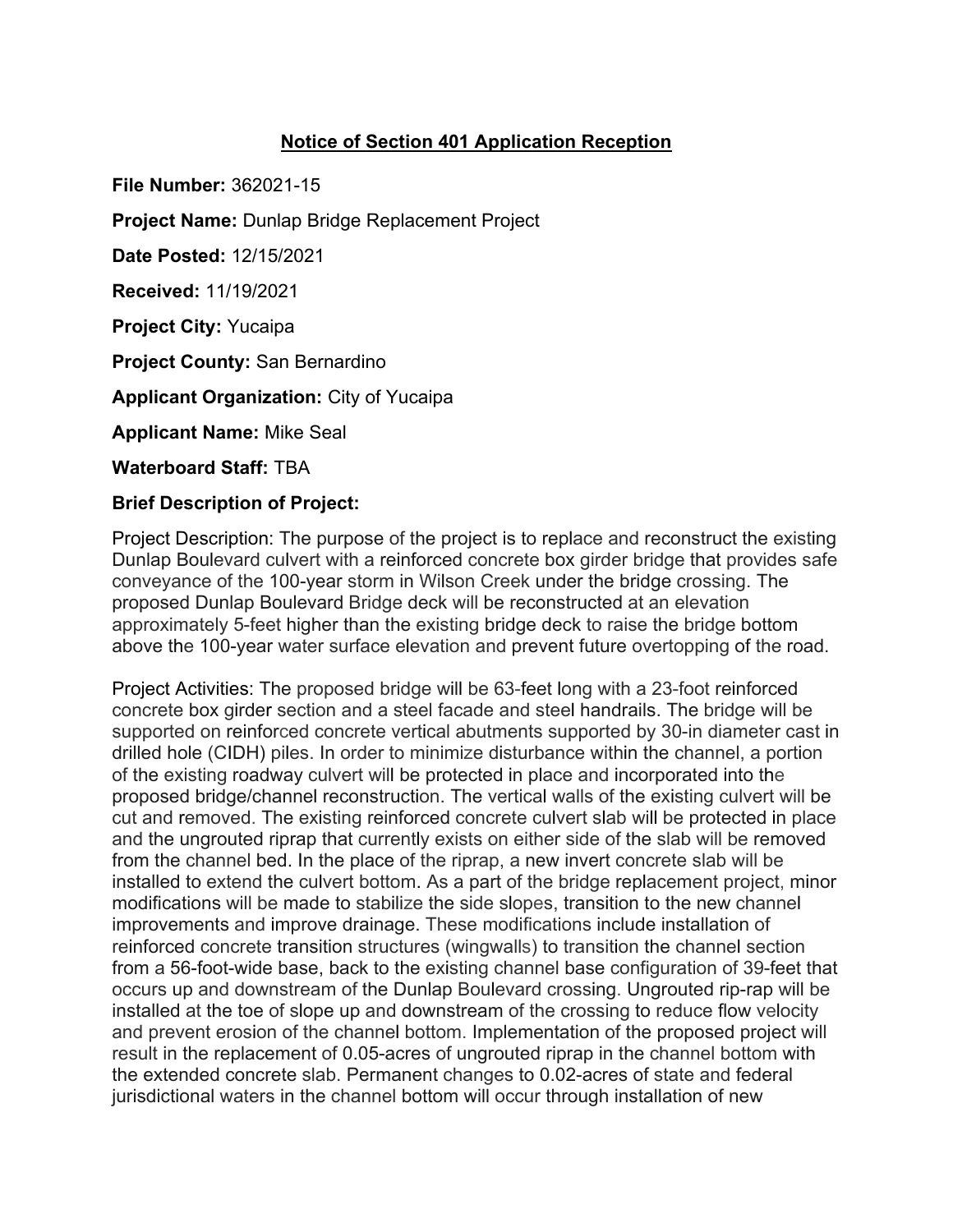# Notice of Section 401 Application Reception

**File Number:** 362021-15

**Project Name:** Dunlap Bridge Replacement Project

**Date Posted:** 12/15/2021

**Received:** 11/19/2021

**Project City:** Yucaipa

**Project County:** San Bernardino

**Applicant Organization:** City of Yucaipa

**Applicant Name:** Mike Seal

**Waterboard Staff:** TBA

**Brief Description of Project:**

Project Description: The purpose of the project is to replace and reconstruct the existing Dunlap Boulevard culvert with a reinforced concrete box girder bridge that provides safe conveyance of the 100-year storm in Wilson Creek under the bridge crossing. The proposed Dunlap Boulevard Bridge deck will be reconstructed at an elevation approximately 5-feet higher than the existing bridge deck to raise the bridge bottom above the 100-year water surface elevation and prevent future overtopping of the road.

Project Activities: The proposed bridge will be 63-feet long with a 23-foot reinforced concrete box girder section and a steel facade and steel handrails. The bridge will be supported on reinforced concrete vertical abutments supported by 30-in diameter cast in drilled hole (CIDH) piles. In order to minimize disturbance within the channel, a portion of the existing roadway culvert will be protected in place and incorporated into the proposed bridge/channel reconstruction. The vertical walls of the existing culvert will be cut and removed. The existing reinforced concrete culvert slab will be protected in place and the ungrouted riprap that currently exists on either side of the slab will be removed from the channel bed. In the place of the riprap, a new invert concrete slab will be installed to extend the culvert bottom. As a part of the bridge replacement project, minor modifications will be made to stabilize the side slopes, transition to the new channel improvements and improve drainage. These modifications include installation of reinforced concrete transition structures (wingwalls) to transition the channel section from a 56-foot-wide base, back to the existing channel base configuration of 39-feet that occurs up and downstream of the Dunlap Boulevard crossing. Ungrouted rip-rap will be installed at the toe of slope up and downstream of the crossing to reduce flow velocity and prevent erosion of the channel bottom. Implementation of the proposed project will result in the replacement of 0.05-acres of ungrouted riprap in the channel bottom with the extended concrete slab. Permanent changes to 0.02-acres of state and federal jurisdictional waters in the channel bottom will occur through installation of new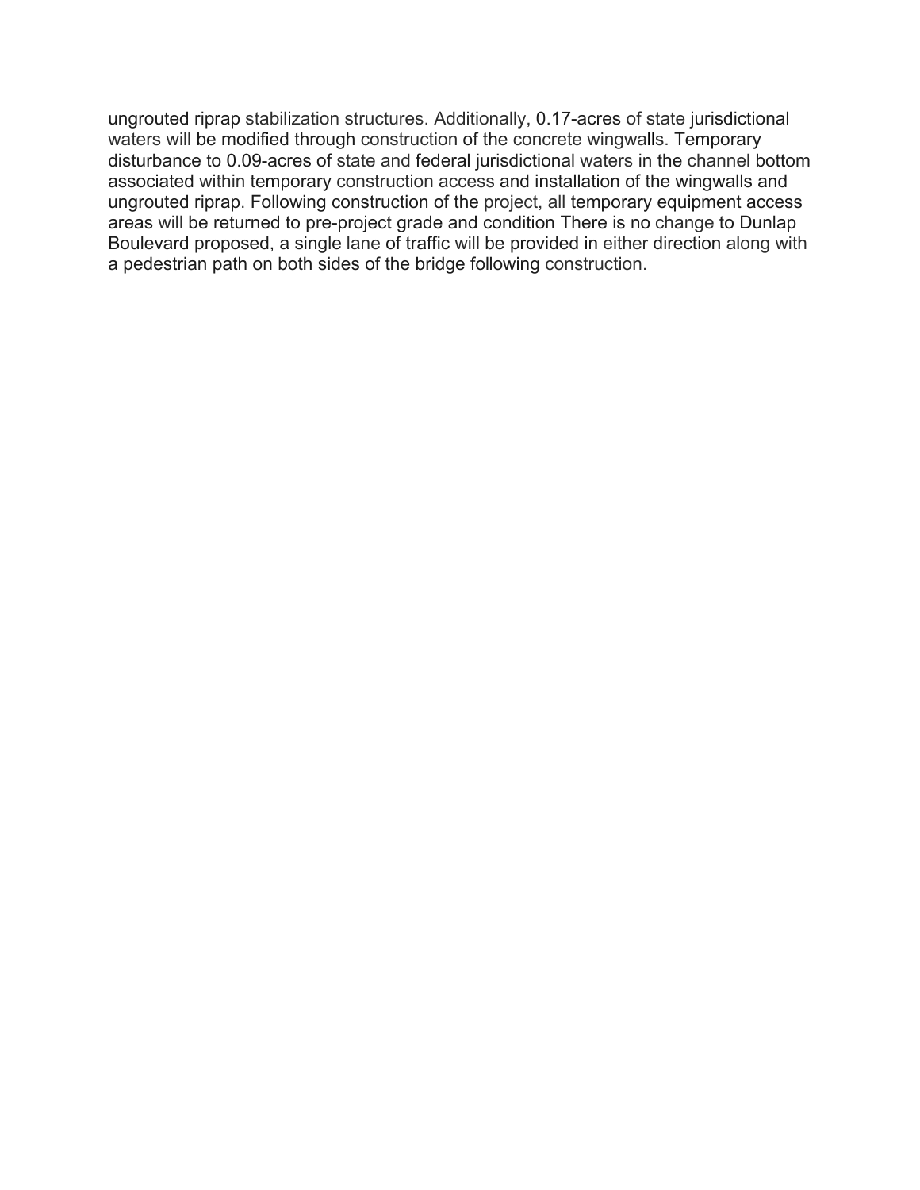ungrouted riprap stabilization structures. Additionally, 0.17-acres of state jurisdictional waters will be modified through construction of the concrete wingwalls. Temporary disturbance to 0.09-acres of state and federal jurisdictional waters in the channel bottom associated within temporary construction access and installation of the wingwalls and ungrouted riprap. Following construction of the project, all temporary equipment access areas will be returned to pre-project grade and condition There is no change to Dunlap Boulevard proposed, a single lane of traffic will be provided in either direction along with a pedestrian path on both sides of the bridge following construction.